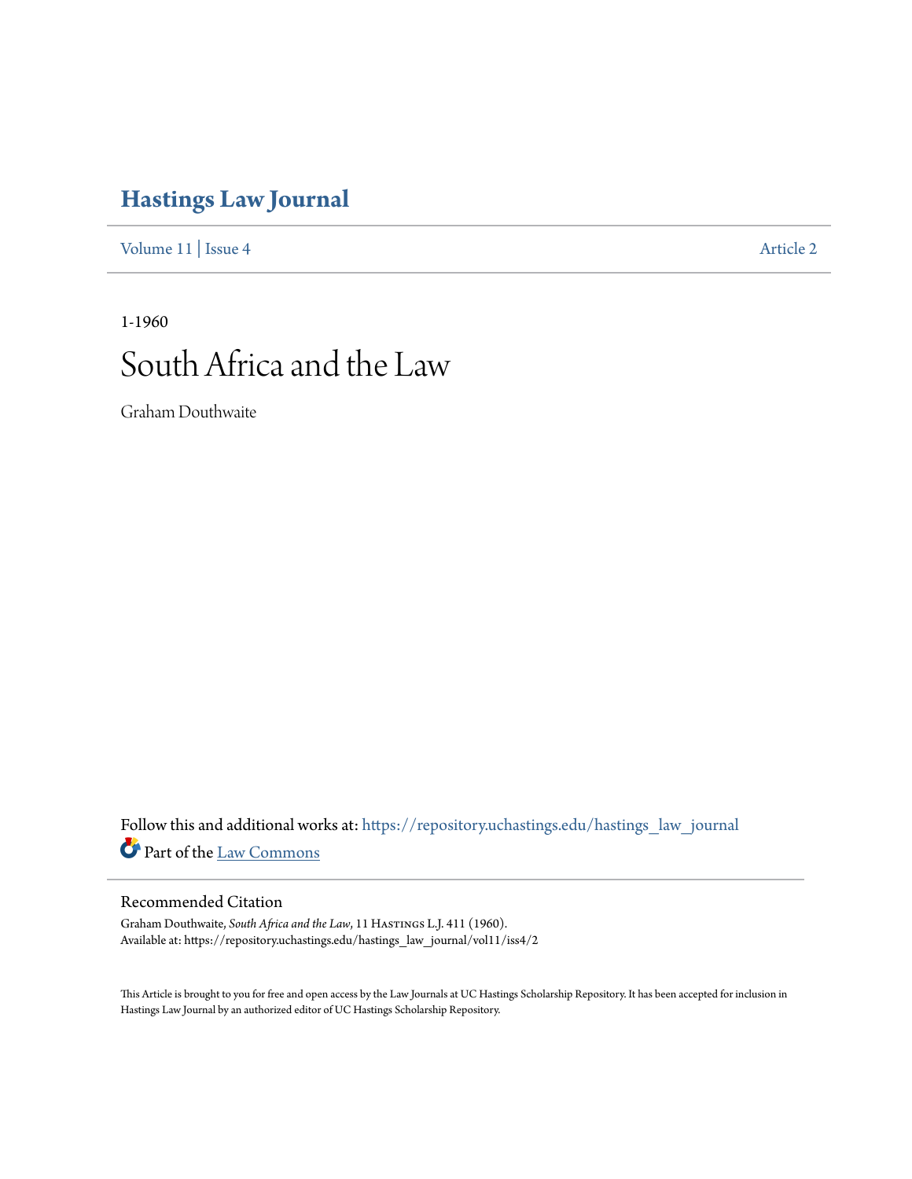# Hastings Law Journal

Volume 11 | Issue 4 Article 2

1-1960

# South Africa and the Law

Graham Douthwaite

Follow this and additional works at: https://repository.uchastings.edu/hastings_law_journal

Part of the Law Commons

## Recommended Citation

Graham Douthwaite, *South Africa and the Law*, 11 Hastings L.J. 411 (1960).
Available at: https://repository.uchastings.edu/hastings_law_journal/vol11/iss4/2

This Article is brought to you for free and open access by the Law Journals at UC Hastings Scholarship Repository. It has been accepted for inclusion in Hastings Law Journal by an authorized editor of UC Hastings Scholarship Repository.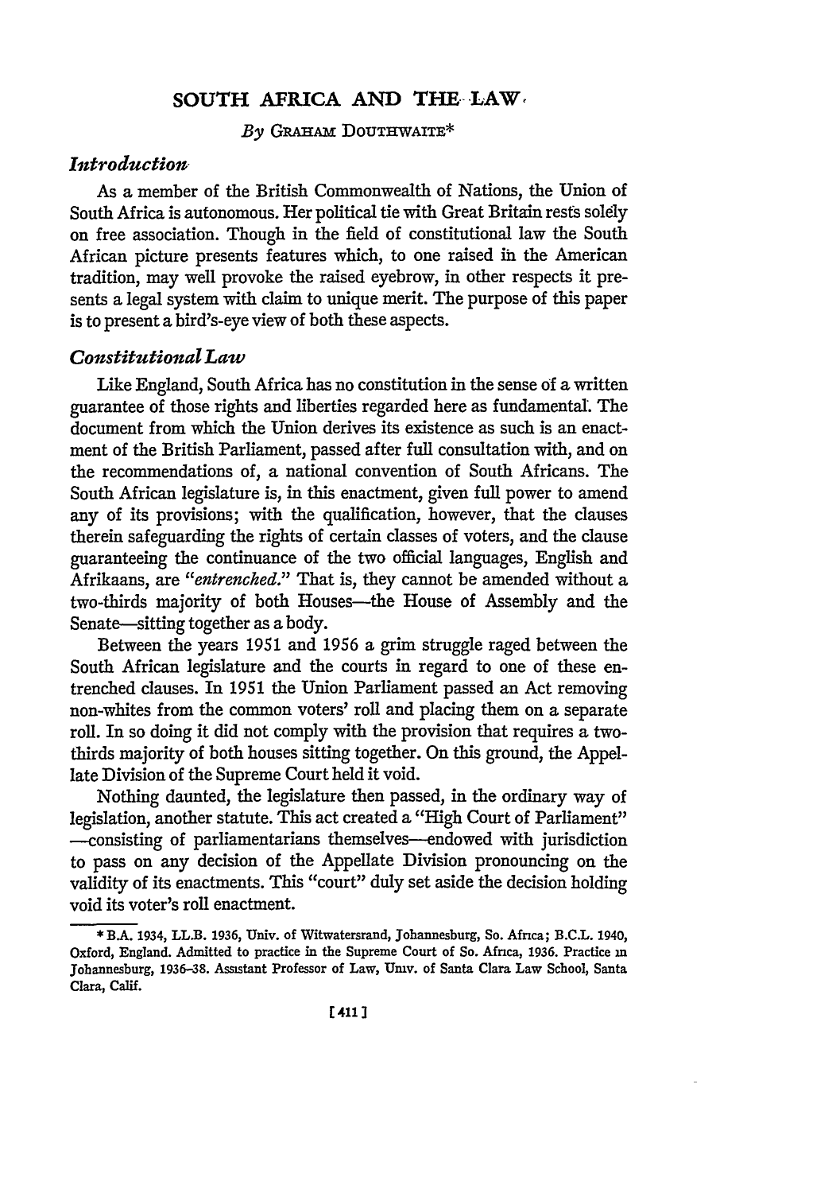# SOUTH AFRICA AND THE LAW

*By* GRAHAM DOUTHWAITE*

## *Introduction*

As a member of the British Commonwealth of Nations, the Union of South Africa is autonomous. Her political tie with Great Britain rests solely on free association. Though in the field of constitutional law the South African picture presents features which, to one raised in the American tradition, may well provoke the raised eyebrow, in other respects it presents a legal system with claim to unique merit. The purpose of this paper is to present a bird's-eye view of both these aspects.

## *Constitutional Law*

Like England, South Africa has no constitution in the sense of a written guarantee of those rights and liberties regarded here as fundamental. The document from which the Union derives its existence as such is an enactment of the British Parliament, passed after full consultation with, and on the recommendations of, a national convention of South Africans. The South African legislature is, in this enactment, given full power to amend any of its provisions; with the qualification, however, that the clauses therein safeguarding the rights of certain classes of voters, and the clause guaranteeing the continuance of the two official languages, English and Afrikaans, are *"entrenched."* That is, they cannot be amended without a two-thirds majority of both Houses—the House of Assembly and the Senate—sitting together as a body.

Between the years 1951 and 1956 a grim struggle raged between the South African legislature and the courts in regard to one of these entrenched clauses. In 1951 the Union Parliament passed an Act removing non-whites from the common voters' roll and placing them on a separate roll. In so doing it did not comply with the provision that requires a two-thirds majority of both houses sitting together. On this ground, the Appellate Division of the Supreme Court held it void.

Nothing daunted, the legislature then passed, in the ordinary way of legislation, another statute. This act created a "High Court of Parliament"—consisting of parliamentarians themselves—endowed with jurisdiction to pass on any decision of the Appellate Division pronouncing on the validity of its enactments. This "court" duly set aside the decision holding void its voter's roll enactment.

---

* B.A. 1934, LL.B. 1936, Univ. of Witwatersrand, Johannesburg, So. Africa; B.C.L. 1940, Oxford, England. Admitted to practice in the Supreme Court of So. Africa, 1936. Practice in Johannesburg, 1936–38. Assistant Professor of Law, Univ. of Santa Clara Law School, Santa Clara, Calif.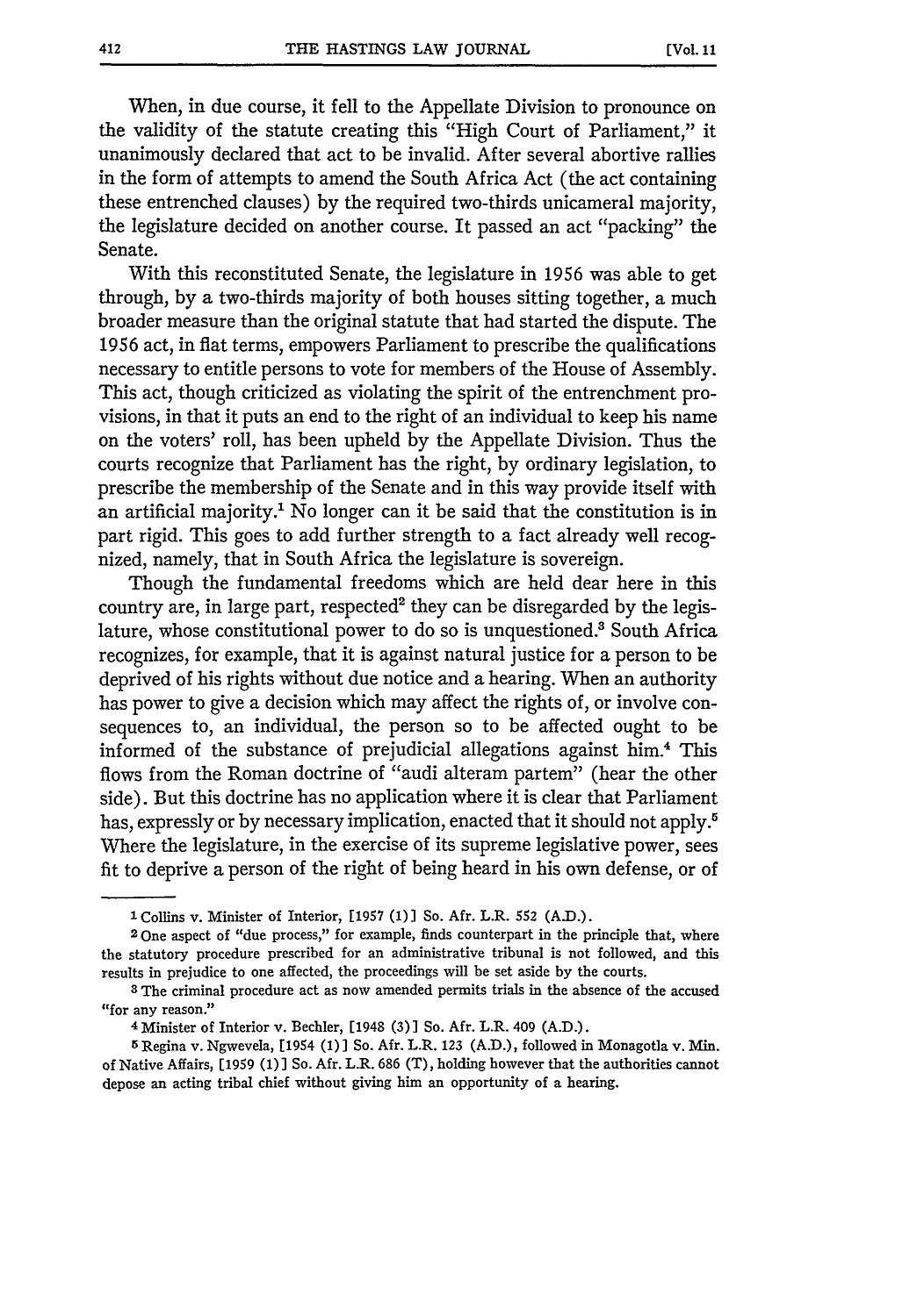When, in due course, it fell to the Appellate Division to pronounce on the validity of the statute creating this "High Court of Parliament," it unanimously declared that act to be invalid. After several abortive rallies in the form of attempts to amend the South Africa Act (the act containing these entrenched clauses) by the required two-thirds unicameral majority, the legislature decided on another course. It passed an act "packing" the Senate.

With this reconstituted Senate, the legislature in 1956 was able to get through, by a two-thirds majority of both houses sitting together, a much broader measure than the original statute that had started the dispute. The 1956 act, in flat terms, empowers Parliament to prescribe the qualifications necessary to entitle persons to vote for members of the House of Assembly. This act, though criticized as violating the spirit of the entrenchment provisions, in that it puts an end to the right of an individual to keep his name on the voters' roll, has been upheld by the Appellate Division. Thus the courts recognize that Parliament has the right, by ordinary legislation, to prescribe the membership of the Senate and in this way provide itself with an artificial majority.[1] No longer can it be said that the constitution is in part rigid. This goes to add further strength to a fact already well recognized, namely, that in South Africa the legislature is sovereign.

Though the fundamental freedoms which are held dear here in this country are, in large part, respected[2] they can be disregarded by the legislature, whose constitutional power to do so is unquestioned.[3] South Africa recognizes, for example, that it is against natural justice for a person to be deprived of his rights without due notice and a hearing. When an authority has power to give a decision which may affect the rights of, or involve consequences to, an individual, the person so to be affected ought to be informed of the substance of prejudicial allegations against him.[4] This flows from the Roman doctrine of "audi alteram partem" (hear the other side). But this doctrine has no application where it is clear that Parliament has, expressly or by necessary implication, enacted that it should not apply.[5] Where the legislature, in the exercise of its supreme legislative power, sees fit to deprive a person of the right of being heard in his own defense, or of

---

[1] Collins v. Minister of Interior, [1957 (1)] So. Afr. L.R. 552 (A.D.).

[2] One aspect of "due process," for example, finds counterpart in the principle that, where the statutory procedure prescribed for an administrative tribunal is not followed, and this results in prejudice to one affected, the proceedings will be set aside by the courts.

[3] The criminal procedure act as now amended permits trials in the absence of the accused "for any reason."

[4] Minister of Interior v. Bechler, [1948 (3)] So. Afr. L.R. 409 (A.D.).

[5] Regina v. Ngwevela, [1954 (1)] So. Afr. L.R. 123 (A.D.), followed in Monagotla v. Min. of Native Affairs, [1959 (1)] So. Afr. L.R. 686 (T), holding however that the authorities cannot depose an acting tribal chief without giving him an opportunity of a hearing.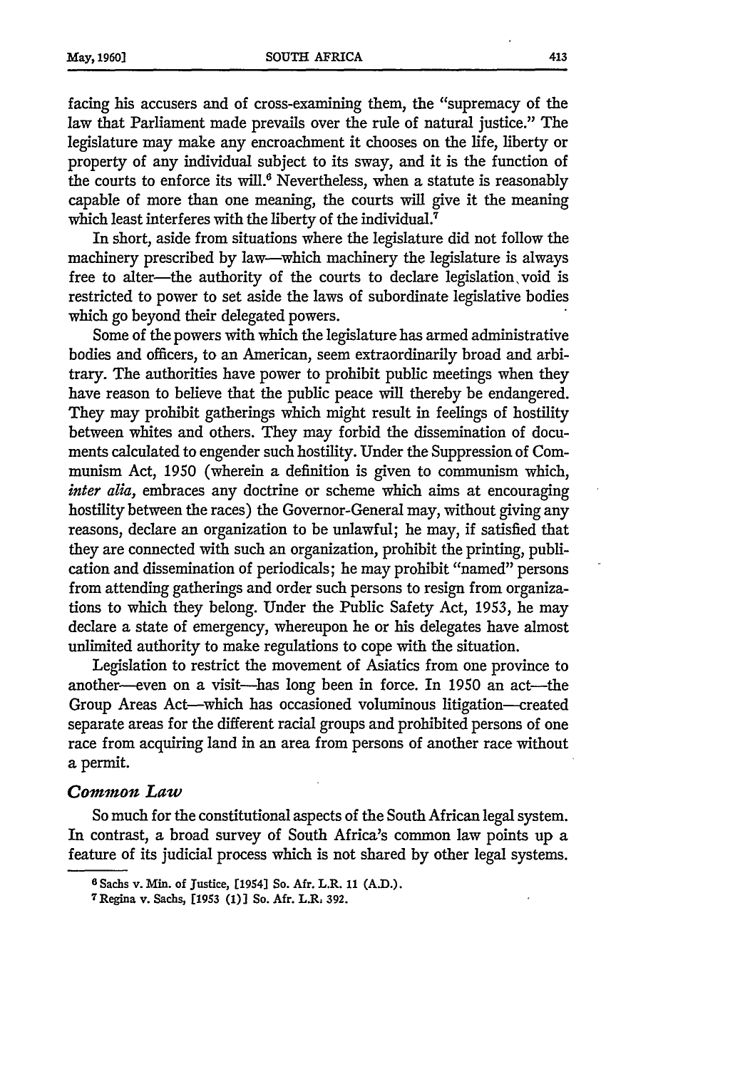facing his accusers and of cross-examining them, the "supremacy of the law that Parliament made prevails over the rule of natural justice." The legislature may make any encroachment it chooses on the life, liberty or property of any individual subject to its sway, and it is the function of the courts to enforce its will.[6] Nevertheless, when a statute is reasonably capable of more than one meaning, the courts will give it the meaning which least interferes with the liberty of the individual.[7]

In short, aside from situations where the legislature did not follow the machinery prescribed by law—which machinery the legislature is always free to alter—the authority of the courts to declare legislation void is restricted to power to set aside the laws of subordinate legislative bodies which go beyond their delegated powers.

Some of the powers with which the legislature has armed administrative bodies and officers, to an American, seem extraordinarily broad and arbitrary. The authorities have power to prohibit public meetings when they have reason to believe that the public peace will thereby be endangered. They may prohibit gatherings which might result in feelings of hostility between whites and others. They may forbid the dissemination of documents calculated to engender such hostility. Under the Suppression of Communism Act, 1950 (wherein a definition is given to communism which, *inter alia,* embraces any doctrine or scheme which aims at encouraging hostility between the races) the Governor-General may, without giving any reasons, declare an organization to be unlawful; he may, if satisfied that they are connected with such an organization, prohibit the printing, publication and dissemination of periodicals; he may prohibit "named" persons from attending gatherings and order such persons to resign from organizations to which they belong. Under the Public Safety Act, 1953, he may declare a state of emergency, whereupon he or his delegates have almost unlimited authority to make regulations to cope with the situation.

Legislation to restrict the movement of Asiatics from one province to another—even on a visit—has long been in force. In 1950 an act—the Group Areas Act—which has occasioned voluminous litigation—created separate areas for the different racial groups and prohibited persons of one race from acquiring land in an area from persons of another race without a permit.

### *Common Law*

So much for the constitutional aspects of the South African legal system. In contrast, a broad survey of South Africa's common law points up a feature of its judicial process which is not shared by other legal systems.

---

[6] Sachs v. Min. of Justice, [1954] So. Afr. L.R. 11 (A.D.).

[7] Regina v. Sachs, [1953 (1)] So. Afr. L.R. 392.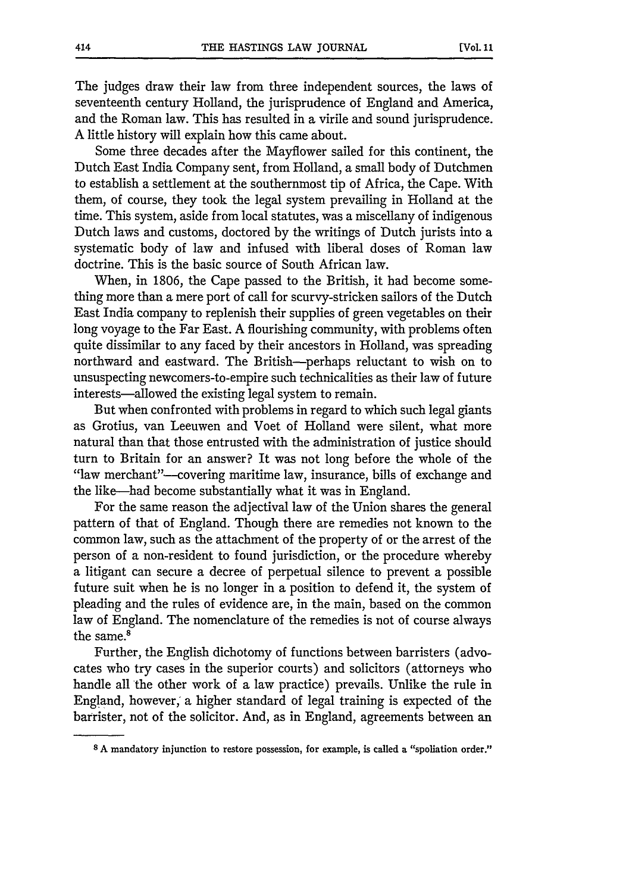The judges draw their law from three independent sources, the laws of seventeenth century Holland, the jurisprudence of England and America, and the Roman law. This has resulted in a virile and sound jurisprudence. A little history will explain how this came about.

Some three decades after the Mayflower sailed for this continent, the Dutch East India Company sent, from Holland, a small body of Dutchmen to establish a settlement at the southernmost tip of Africa, the Cape. With them, of course, they took the legal system prevailing in Holland at the time. This system, aside from local statutes, was a miscellany of indigenous Dutch laws and customs, doctored by the writings of Dutch jurists into a systematic body of law and infused with liberal doses of Roman law doctrine. This is the basic source of South African law.

When, in 1806, the Cape passed to the British, it had become something more than a mere port of call for scurvy-stricken sailors of the Dutch East India company to replenish their supplies of green vegetables on their long voyage to the Far East. A flourishing community, with problems often quite dissimilar to any faced by their ancestors in Holland, was spreading northward and eastward. The British—perhaps reluctant to wish on to unsuspecting newcomers-to-empire such technicalities as their law of future interests—allowed the existing legal system to remain.

But when confronted with problems in regard to which such legal giants as Grotius, van Leeuwen and Voet of Holland were silent, what more natural than that those entrusted with the administration of justice should turn to Britain for an answer? It was not long before the whole of the "law merchant"—covering maritime law, insurance, bills of exchange and the like—had become substantially what it was in England.

For the same reason the adjectival law of the Union shares the general pattern of that of England. Though there are remedies not known to the common law, such as the attachment of the property of or the arrest of the person of a non-resident to found jurisdiction, or the procedure whereby a litigant can secure a decree of perpetual silence to prevent a possible future suit when he is no longer in a position to defend it, the system of pleading and the rules of evidence are, in the main, based on the common law of England. The nomenclature of the remedies is not of course always the same.[8]

Further, the English dichotomy of functions between barristers (advocates who try cases in the superior courts) and solicitors (attorneys who handle all the other work of a law practice) prevails. Unlike the rule in England, however, a higher standard of legal training is expected of the barrister, not of the solicitor. And, as in England, agreements between an

---

[8] A mandatory injunction to restore possession, for example, is called a "spoliation order."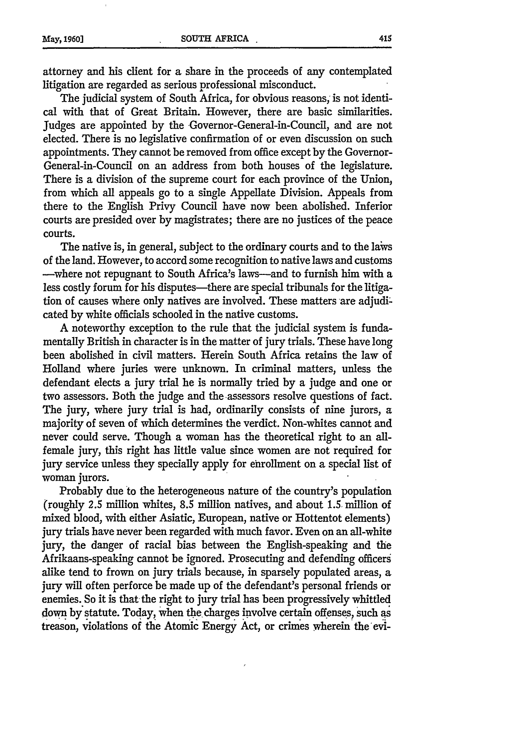attorney and his client for a share in the proceeds of any contemplated litigation are regarded as serious professional misconduct.

The judicial system of South Africa, for obvious reasons, is not identical with that of Great Britain. However, there are basic similarities. Judges are appointed by the Governor-General-in-Council, and are not elected. There is no legislative confirmation of or even discussion on such appointments. They cannot be removed from office except by the Governor-General-in-Council on an address from both houses of the legislature. There is a division of the supreme court for each province of the Union, from which all appeals go to a single Appellate Division. Appeals from there to the English Privy Council have now been abolished. Inferior courts are presided over by magistrates; there are no justices of the peace courts.

The native is, in general, subject to the ordinary courts and to the laws of the land. However, to accord some recognition to native laws and customs—where not repugnant to South Africa's laws—and to furnish him with a less costly forum for his disputes—there are special tribunals for the litigation of causes where only natives are involved. These matters are adjudicated by white officials schooled in the native customs.

A noteworthy exception to the rule that the judicial system is fundamentally British in character is in the matter of jury trials. These have long been abolished in civil matters. Herein South Africa retains the law of Holland where juries were unknown. In criminal matters, unless the defendant elects a jury trial he is normally tried by a judge and one or two assessors. Both the judge and the assessors resolve questions of fact. The jury, where jury trial is had, ordinarily consists of nine jurors, a majority of seven of which determines the verdict. Non-whites cannot and never could serve. Though a woman has the theoretical right to an all-female jury, this right has little value since women are not required for jury service unless they specially apply for enrollment on a special list of woman jurors.

Probably due to the heterogeneous nature of the country's population (roughly 2.5 million whites, 8.5 million natives, and about 1.5 million of mixed blood, with either Asiatic, European, native or Hottentot elements) jury trials have never been regarded with much favor. Even on an all-white jury, the danger of racial bias between the English-speaking and the Afrikaans-speaking cannot be ignored. Prosecuting and defending officers alike tend to frown on jury trials because, in sparsely populated areas, a jury will often perforce be made up of the defendant's personal friends or enemies. So it is that the right to jury trial has been progressively whittled down by statute. Today, when the charges involve certain offenses, such as treason, violations of the Atomic Energy Act, or crimes wherein the evi-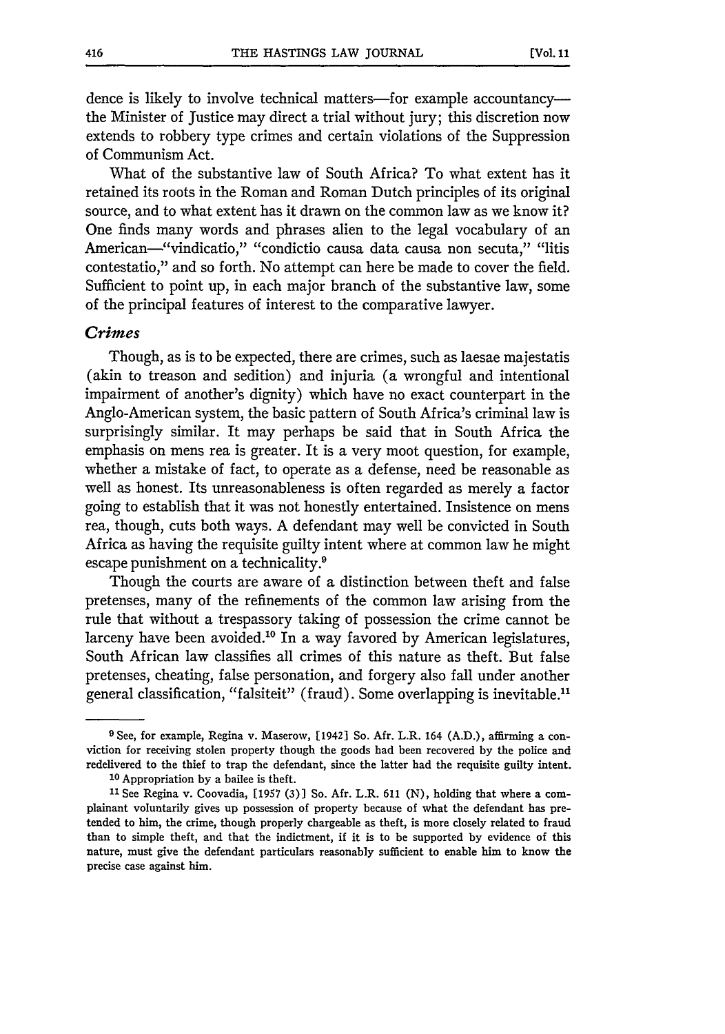dence is likely to involve technical matters—for example accountancy—the Minister of Justice may direct a trial without jury; this discretion now extends to robbery type crimes and certain violations of the Suppression of Communism Act.

What of the substantive law of South Africa? To what extent has it retained its roots in the Roman and Roman Dutch principles of its original source, and to what extent has it drawn on the common law as we know it? One finds many words and phrases alien to the legal vocabulary of an American—"vindicatio," "condictio causa data causa non secuta," "litis contestatio," and so forth. No attempt can here be made to cover the field. Sufficient to point up, in each major branch of the substantive law, some of the principal features of interest to the comparative lawyer.

### *Crimes*

Though, as is to be expected, there are crimes, such as laesae majestatis (akin to treason and sedition) and injuria (a wrongful and intentional impairment of another's dignity) which have no exact counterpart in the Anglo-American system, the basic pattern of South Africa's criminal law is surprisingly similar. It may perhaps be said that in South Africa the emphasis on mens rea is greater. It is a very moot question, for example, whether a mistake of fact, to operate as a defense, need be reasonable as well as honest. Its unreasonableness is often regarded as merely a factor going to establish that it was not honestly entertained. Insistence on mens rea, though, cuts both ways. A defendant may well be convicted in South Africa as having the requisite guilty intent where at common law he might escape punishment on a technicality.[9]

Though the courts are aware of a distinction between theft and false pretenses, many of the refinements of the common law arising from the rule that without a trespassory taking of possession the crime cannot be larceny have been avoided.[10] In a way favored by American legislatures, South African law classifies all crimes of this nature as theft. But false pretenses, cheating, false personation, and forgery also fall under another general classification, "falsiteit" (fraud). Some overlapping is inevitable.[11]

---

[9] See, for example, Regina v. Maserow, [1942] So. Afr. L.R. 164 (A.D.), affirming a conviction for receiving stolen property though the goods had been recovered by the police and redelivered to the thief to trap the defendant, since the latter had the requisite guilty intent.

[10] Appropriation by a bailee is theft.

[11] See Regina v. Coovadia, [1957 (3)] So. Afr. L.R. 611 (N), holding that where a complainant voluntarily gives up possession of property because of what the defendant has pretended to him, the crime, though properly chargeable as theft, is more closely related to fraud than to simple theft, and that the indictment, if it is to be supported by evidence of this nature, must give the defendant particulars reasonably sufficient to enable him to know the precise case against him.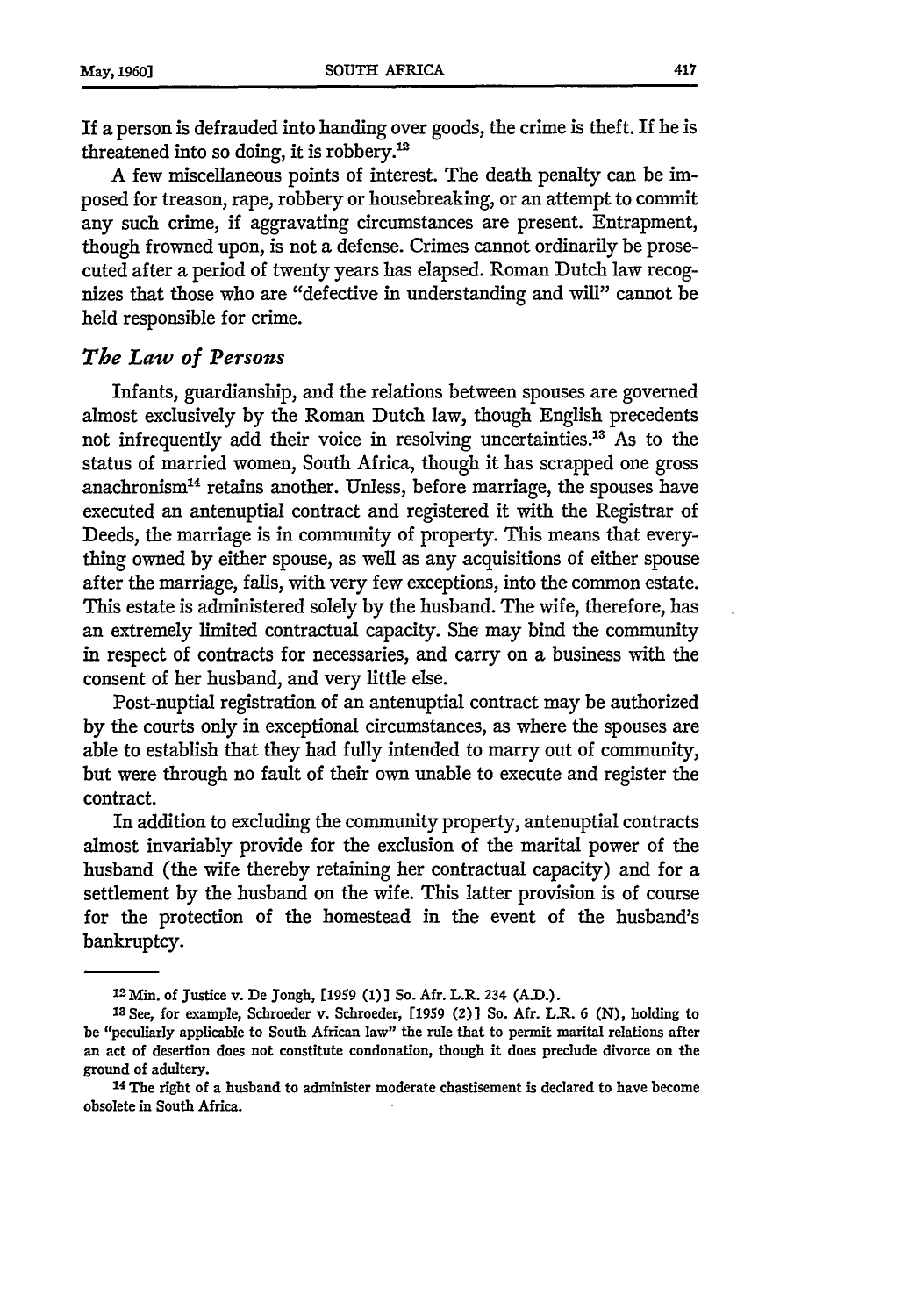If a person is defrauded into handing over goods, the crime is theft. If he is threatened into so doing, it is robbery.[12]

A few miscellaneous points of interest. The death penalty can be imposed for treason, rape, robbery or housebreaking, or an attempt to commit any such crime, if aggravating circumstances are present. Entrapment, though frowned upon, is not a defense. Crimes cannot ordinarily be prosecuted after a period of twenty years has elapsed. Roman Dutch law recognizes that those who are "defective in understanding and will" cannot be held responsible for crime.

### *The Law of Persons*

Infants, guardianship, and the relations between spouses are governed almost exclusively by the Roman Dutch law, though English precedents not infrequently add their voice in resolving uncertainties.[13] As to the status of married women, South Africa, though it has scrapped one gross anachronism[14] retains another. Unless, before marriage, the spouses have executed an antenuptial contract and registered it with the Registrar of Deeds, the marriage is in community of property. This means that everything owned by either spouse, as well as any acquisitions of either spouse after the marriage, falls, with very few exceptions, into the common estate. This estate is administered solely by the husband. The wife, therefore, has an extremely limited contractual capacity. She may bind the community in respect of contracts for necessaries, and carry on a business with the consent of her husband, and very little else.

Post-nuptial registration of an antenuptial contract may be authorized by the courts only in exceptional circumstances, as where the spouses are able to establish that they had fully intended to marry out of community, but were through no fault of their own unable to execute and register the contract.

In addition to excluding the community property, antenuptial contracts almost invariably provide for the exclusion of the marital power of the husband (the wife thereby retaining her contractual capacity) and for a settlement by the husband on the wife. This latter provision is of course for the protection of the homestead in the event of the husband's bankruptcy.

---

[12] Min. of Justice v. De Jongh, [1959 (1)] So. Afr. L.R. 234 (A.D.).

[13] See, for example, Schroeder v. Schroeder, [1959 (2)] So. Afr. L.R. 6 (N), holding to be "peculiarly applicable to South African law" the rule that to permit marital relations after an act of desertion does not constitute condonation, though it does preclude divorce on the ground of adultery.

[14] The right of a husband to administer moderate chastisement is declared to have become obsolete in South Africa.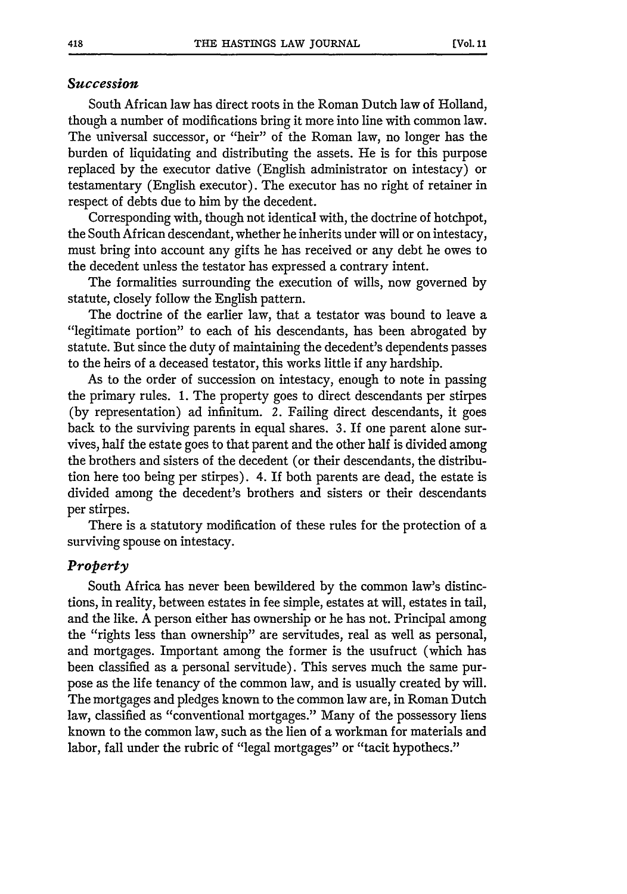### *Succession*

South African law has direct roots in the Roman Dutch law of Holland, though a number of modifications bring it more into line with common law. The universal successor, or "heir" of the Roman law, no longer has the burden of liquidating and distributing the assets. He is for this purpose replaced by the executor dative (English administrator on intestacy) or testamentary (English executor). The executor has no right of retainer in respect of debts due to him by the decedent.

Corresponding with, though not identical with, the doctrine of hotchpot, the South African descendant, whether he inherits under will or on intestacy, must bring into account any gifts he has received or any debt he owes to the decedent unless the testator has expressed a contrary intent.

The formalities surrounding the execution of wills, now governed by statute, closely follow the English pattern.

The doctrine of the earlier law, that a testator was bound to leave a "legitimate portion" to each of his descendants, has been abrogated by statute. But since the duty of maintaining the decedent's dependents passes to the heirs of a deceased testator, this works little if any hardship.

As to the order of succession on intestacy, enough to note in passing the primary rules. 1. The property goes to direct descendants per stirpes (by representation) ad infinitum. 2. Failing direct descendants, it goes back to the surviving parents in equal shares. 3. If one parent alone survives, half the estate goes to that parent and the other half is divided among the brothers and sisters of the decedent (or their descendants, the distribution here too being per stirpes). 4. If both parents are dead, the estate is divided among the decedent's brothers and sisters or their descendants per stirpes.

There is a statutory modification of these rules for the protection of a surviving spouse on intestacy.

### *Property*

South Africa has never been bewildered by the common law's distinctions, in reality, between estates in fee simple, estates at will, estates in tail, and the like. A person either has ownership or he has not. Principal among the "rights less than ownership" are servitudes, real as well as personal, and mortgages. Important among the former is the usufruct (which has been classified as a personal servitude). This serves much the same purpose as the life tenancy of the common law, and is usually created by will. The mortgages and pledges known to the common law are, in Roman Dutch law, classified as "conventional mortgages." Many of the possessory liens known to the common law, such as the lien of a workman for materials and labor, fall under the rubric of "legal mortgages" or "tacit hypothecs."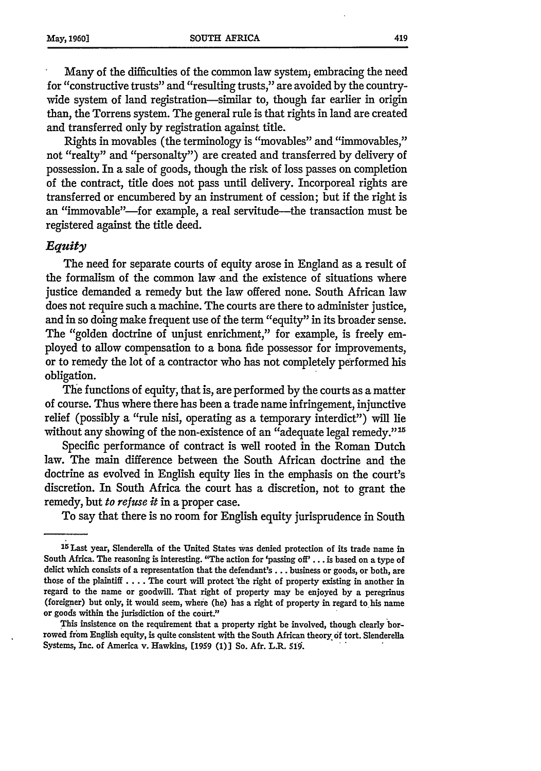Many of the difficulties of the common law system, embracing the need for "constructive trusts" and "resulting trusts," are avoided by the country-wide system of land registration—similar to, though far earlier in origin than, the Torrens system. The general rule is that rights in land are created and transferred only by registration against title.

Rights in movables (the terminology is "movables" and "immovables," not "realty" and "personalty") are created and transferred by delivery of possession. In a sale of goods, though the risk of loss passes on completion of the contract, title does not pass until delivery. Incorporeal rights are transferred or encumbered by an instrument of cession; but if the right is an "immovable"—for example, a real servitude—the transaction must be registered against the title deed.

### *Equity*

The need for separate courts of equity arose in England as a result of the formalism of the common law and the existence of situations where justice demanded a remedy but the law offered none. South African law does not require such a machine. The courts are there to administer justice, and in so doing make frequent use of the term "equity" in its broader sense. The "golden doctrine of unjust enrichment," for example, is freely employed to allow compensation to a bona fide possessor for improvements, or to remedy the lot of a contractor who has not completely performed his obligation.

The functions of equity, that is, are performed by the courts as a matter of course. Thus where there has been a trade name infringement, injunctive relief (possibly a "rule nisi, operating as a temporary interdict") will lie without any showing of the non-existence of an "adequate legal remedy."[15]

Specific performance of contract is well rooted in the Roman Dutch law. The main difference between the South African doctrine and the doctrine as evolved in English equity lies in the emphasis on the court's discretion. In South Africa the court has a discretion, not to grant the remedy, but *to refuse it* in a proper case.

To say that there is no room for English equity jurisprudence in South

---

[15] Last year, Slenderella of the United States was denied protection of its trade name in South Africa. The reasoning is interesting. "The action for 'passing off' . . . is based on a type of delict which consists of a representation that the defendant's . . . business or goods, or both, are those of the plaintiff . . . . The court will protect the right of property existing in another in regard to the name or goodwill. That right of property may be enjoyed by a peregrinus (foreigner) but only, it would seem, where (he) has a right of property in regard to his name or goods within the jurisdiction of the court."

This insistence on the requirement that a property right be involved, though clearly borrowed from English equity, is quite consistent with the South African theory of tort. Slenderella Systems, Inc. of America v. Hawkins, [1959 (1)] So. Afr. L.R. 519.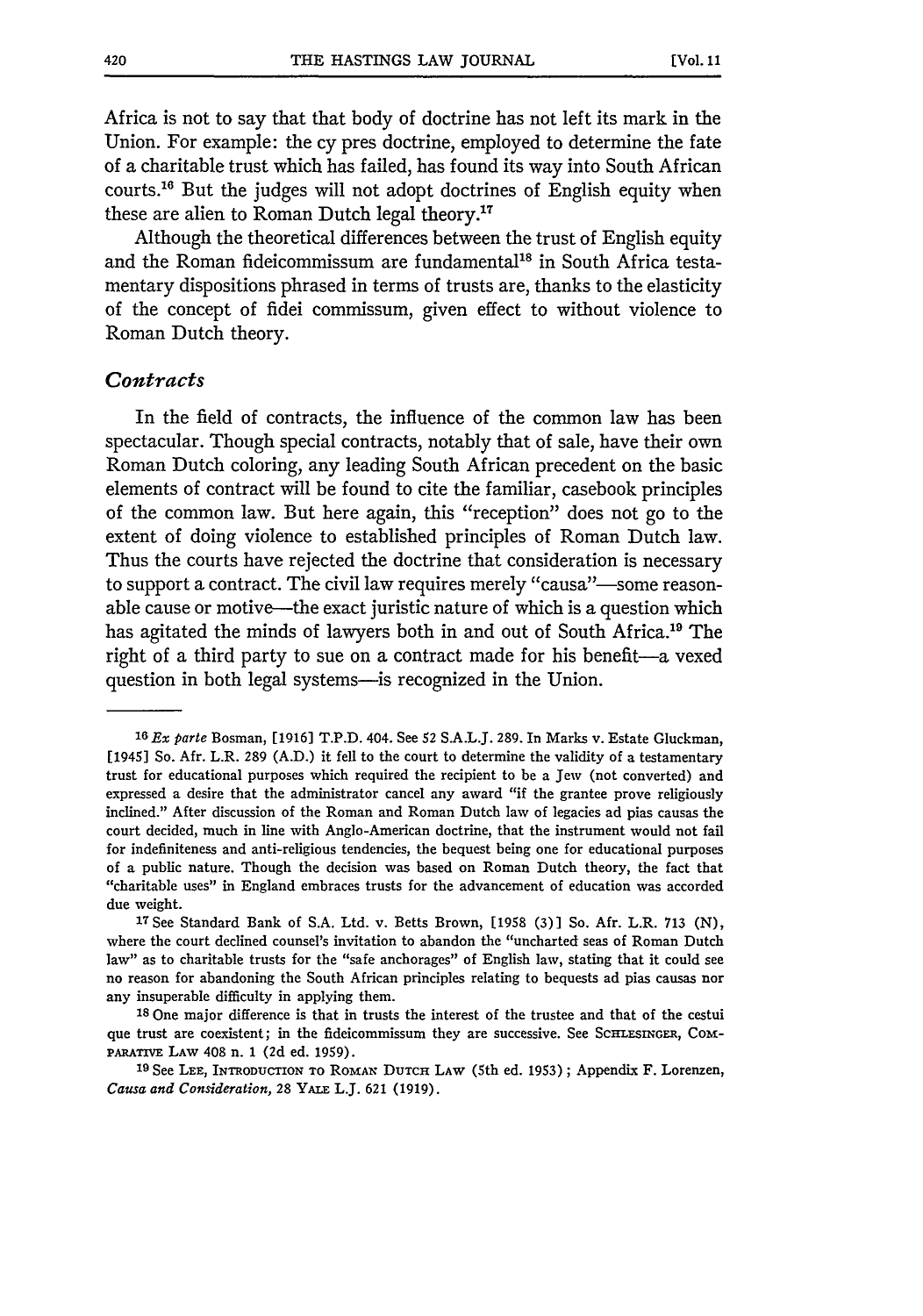Africa is not to say that that body of doctrine has not left its mark in the Union. For example: the cy pres doctrine, employed to determine the fate of a charitable trust which has failed, has found its way into South African courts.[16] But the judges will not adopt doctrines of English equity when these are alien to Roman Dutch legal theory.[17]

Although the theoretical differences between the trust of English equity and the Roman fideicommissum are fundamental[18] in South Africa testamentary dispositions phrased in terms of trusts are, thanks to the elasticity of the concept of fidei commissum, given effect to without violence to Roman Dutch theory.

### *Contracts*

In the field of contracts, the influence of the common law has been spectacular. Though special contracts, notably that of sale, have their own Roman Dutch coloring, any leading South African precedent on the basic elements of contract will be found to cite the familiar, casebook principles of the common law. But here again, this "reception" does not go to the extent of doing violence to established principles of Roman Dutch law. Thus the courts have rejected the doctrine that consideration is necessary to support a contract. The civil law requires merely "causa"—some reasonable cause or motive—the exact juristic nature of which is a question which has agitated the minds of lawyers both in and out of South Africa.[19] The right of a third party to sue on a contract made for his benefit—a vexed question in both legal systems—is recognized in the Union.

---

[16] *Ex parte* Bosman, [1916] T.P.D. 404. See 52 S.A.L.J. 289. In Marks v. Estate Gluckman, [1945] So. Afr. L.R. 289 (A.D.) it fell to the court to determine the validity of a testamentary trust for educational purposes which required the recipient to be a Jew (not converted) and expressed a desire that the administrator cancel any award "if the grantee prove religiously inclined." After discussion of the Roman and Roman Dutch law of legacies ad pias causas the court decided, much in line with Anglo-American doctrine, that the instrument would not fail for indefiniteness and anti-religious tendencies, the bequest being one for educational purposes of a public nature. Though the decision was based on Roman Dutch theory, the fact that "charitable uses" in England embraces trusts for the advancement of education was accorded due weight.

[17] See Standard Bank of S.A. Ltd. v. Betts Brown, [1958 (3)] So. Afr. L.R. 713 (N), where the court declined counsel's invitation to abandon the "uncharted seas of Roman Dutch law" as to charitable trusts for the "safe anchorages" of English law, stating that it could see no reason for abandoning the South African principles relating to bequests ad pias causas nor any insuperable difficulty in applying them.

[18] One major difference is that in trusts the interest of the trustee and that of the cestui que trust are coexistent; in the fideicommissum they are successive. See SCHLESINGER, COMPARATIVE LAW 408 n. 1 (2d ed. 1959).

[19] See LEE, INTRODUCTION TO ROMAN DUTCH LAW (5th ed. 1953); Appendix F. Lorenzen, *Causa and Consideration*, 28 YALE L.J. 621 (1919).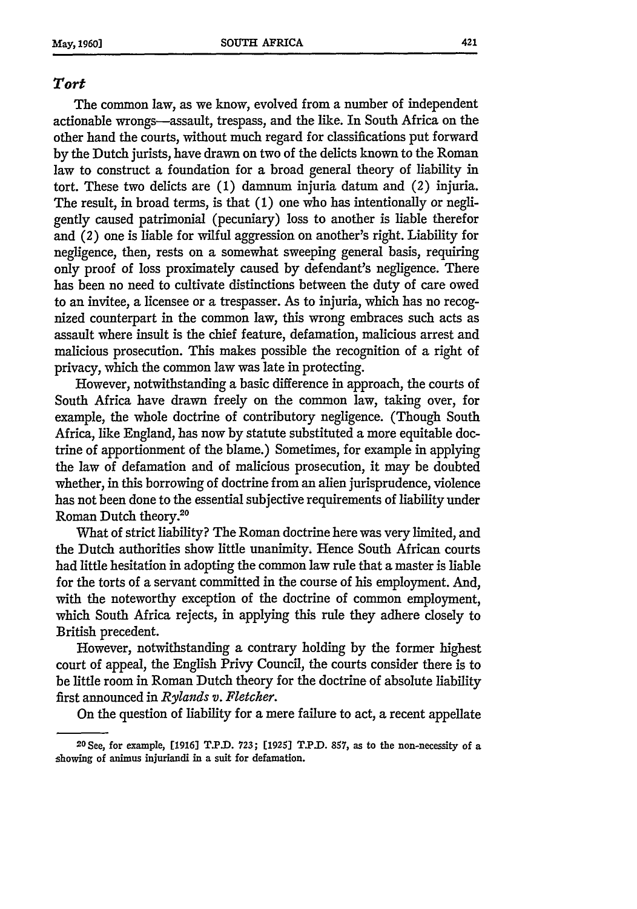### *Tort*

The common law, as we know, evolved from a number of independent actionable wrongs—assault, trespass, and the like. In South Africa on the other hand the courts, without much regard for classifications put forward by the Dutch jurists, have drawn on two of the delicts known to the Roman law to construct a foundation for a broad general theory of liability in tort. These two delicts are (1) damnum injuria datum and (2) injuria. The result, in broad terms, is that (1) one who has intentionally or negligently caused patrimonial (pecuniary) loss to another is liable therefor and (2) one is liable for wilful aggression on another's right. Liability for negligence, then, rests on a somewhat sweeping general basis, requiring only proof of loss proximately caused by defendant's negligence. There has been no need to cultivate distinctions between the duty of care owed to an invitee, a licensee or a trespasser. As to injuria, which has no recognized counterpart in the common law, this wrong embraces such acts as assault where insult is the chief feature, defamation, malicious arrest and malicious prosecution. This makes possible the recognition of a right of privacy, which the common law was late in protecting.

However, notwithstanding a basic difference in approach, the courts of South Africa have drawn freely on the common law, taking over, for example, the whole doctrine of contributory negligence. (Though South Africa, like England, has now by statute substituted a more equitable doctrine of apportionment of the blame.) Sometimes, for example in applying the law of defamation and of malicious prosecution, it may be doubted whether, in this borrowing of doctrine from an alien jurisprudence, violence has not been done to the essential subjective requirements of liability under Roman Dutch theory.[20]

What of strict liability? The Roman doctrine here was very limited, and the Dutch authorities show little unanimity. Hence South African courts had little hesitation in adopting the common law rule that a master is liable for the torts of a servant committed in the course of his employment. And, with the noteworthy exception of the doctrine of common employment, which South Africa rejects, in applying this rule they adhere closely to British precedent.

However, notwithstanding a contrary holding by the former highest court of appeal, the English Privy Council, the courts consider there is to be little room in Roman Dutch theory for the doctrine of absolute liability first announced in *Rylands v. Fletcher*.

On the question of liability for a mere failure to act, a recent appellate

---

[20] See, for example, [1916] T.P.D. 723; [1925] T.P.D. 857, as to the non-necessity of a showing of animus injuriandi in a suit for defamation.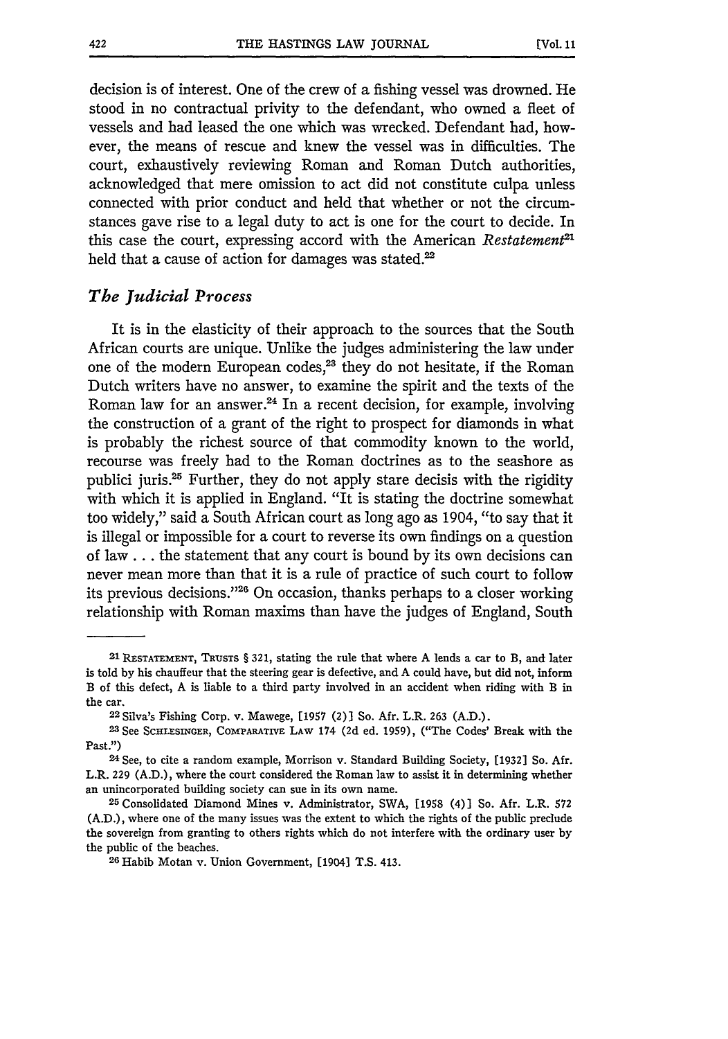decision is of interest. One of the crew of a fishing vessel was drowned. He stood in no contractual privity to the defendant, who owned a fleet of vessels and had leased the one which was wrecked. Defendant had, however, the means of rescue and knew the vessel was in difficulties. The court, exhaustively reviewing Roman and Roman Dutch authorities, acknowledged that mere omission to act did not constitute culpa unless connected with prior conduct and held that whether or not the circumstances gave rise to a legal duty to act is one for the court to decide. In this case the court, expressing accord with the American *Restatement*[21] held that a cause of action for damages was stated.[22]

### *The Judicial Process*

It is in the elasticity of their approach to the sources that the South African courts are unique. Unlike the judges administering the law under one of the modern European codes,[23] they do not hesitate, if the Roman Dutch writers have no answer, to examine the spirit and the texts of the Roman law for an answer.[24] In a recent decision, for example, involving the construction of a grant of the right to prospect for diamonds in what is probably the richest source of that commodity known to the world, recourse was freely had to the Roman doctrines as to the seashore as publici juris.[25] Further, they do not apply stare decisis with the rigidity with which it is applied in England. "It is stating the doctrine somewhat too widely," said a South African court as long ago as 1904, "to say that it is illegal or impossible for a court to reverse its own findings on a question of law . . . the statement that any court is bound by its own decisions can never mean more than that it is a rule of practice of such court to follow its previous decisions."[26] On occasion, thanks perhaps to a closer working relationship with Roman maxims than have the judges of England, South

---

[21] RESTATEMENT, TRUSTS § 321, stating the rule that where A lends a car to B, and later is told by his chauffeur that the steering gear is defective, and A could have, but did not, inform B of this defect, A is liable to a third party involved in an accident when riding with B in the car.

[22] Silva's Fishing Corp. v. Mawege, [1957 (2)] So. Afr. L.R. 263 (A.D.).

[23] See SCHLESINGER, COMPARATIVE LAW 174 (2d ed. 1959), ("The Codes' Break with the Past.")

[24] See, to cite a random example, Morrison v. Standard Building Society, [1932] So. Afr. L.R. 229 (A.D.), where the court considered the Roman law to assist it in determining whether an unincorporated building society can sue in its own name.

[25] Consolidated Diamond Mines v. Administrator, SWA, [1958 (4)] So. Afr. L.R. 572 (A.D.), where one of the many issues was the extent to which the rights of the public preclude the sovereign from granting to others rights which do not interfere with the ordinary user by the public of the beaches.

[26] Habib Motan v. Union Government, [1904] T.S. 413.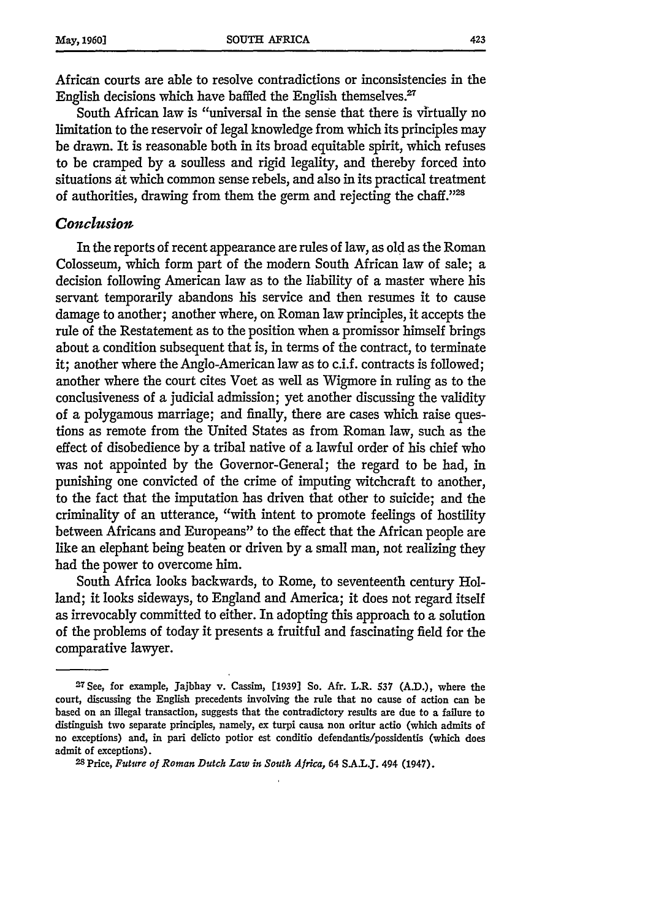African courts are able to resolve contradictions or inconsistencies in the English decisions which have baffled the English themselves.[27]

South African law is "universal in the sense that there is virtually no limitation to the reservoir of legal knowledge from which its principles may be drawn. It is reasonable both in its broad equitable spirit, which refuses to be cramped by a soulless and rigid legality, and thereby forced into situations at which common sense rebels, and also in its practical treatment of authorities, drawing from them the germ and rejecting the chaff."[28]

## *Conclusion*

In the reports of recent appearance are rules of law, as old as the Roman Colosseum, which form part of the modern South African law of sale; a decision following American law as to the liability of a master where his servant temporarily abandons his service and then resumes it to cause damage to another; another where, on Roman law principles, it accepts the rule of the Restatement as to the position when a promissor himself brings about a condition subsequent that is, in terms of the contract, to terminate it; another where the Anglo-American law as to c.i.f. contracts is followed; another where the court cites Voet as well as Wigmore in ruling as to the conclusiveness of a judicial admission; yet another discussing the validity of a polygamous marriage; and finally, there are cases which raise questions as remote from the United States as from Roman law, such as the effect of disobedience by a tribal native of a lawful order of his chief who was not appointed by the Governor-General; the regard to be had, in punishing one convicted of the crime of imputing witchcraft to another, to the fact that the imputation has driven that other to suicide; and the criminality of an utterance, "with intent to promote feelings of hostility between Africans and Europeans" to the effect that the African people are like an elephant being beaten or driven by a small man, not realizing they had the power to overcome him.

South Africa looks backwards, to Rome, to seventeenth century Holland; it looks sideways, to England and America; it does not regard itself as irrevocably committed to either. In adopting this approach to a solution of the problems of today it presents a fruitful and fascinating field for the comparative lawyer.

---

[27] See, for example, Jajbhay v. Cassim, [1939] So. Afr. L.R. 537 (A.D.), where the court, discussing the English precedents involving the rule that no cause of action can be based on an illegal transaction, suggests that the contradictory results are due to a failure to distinguish two separate principles, namely, ex turpi causa non oritur actio (which admits of no exceptions) and, in pari delicto potior est conditio defendantis/possidentis (which does admit of exceptions).

[28] Price, *Future of Roman Dutch Law in South Africa*, 64 S.A.L.J. 494 (1947).